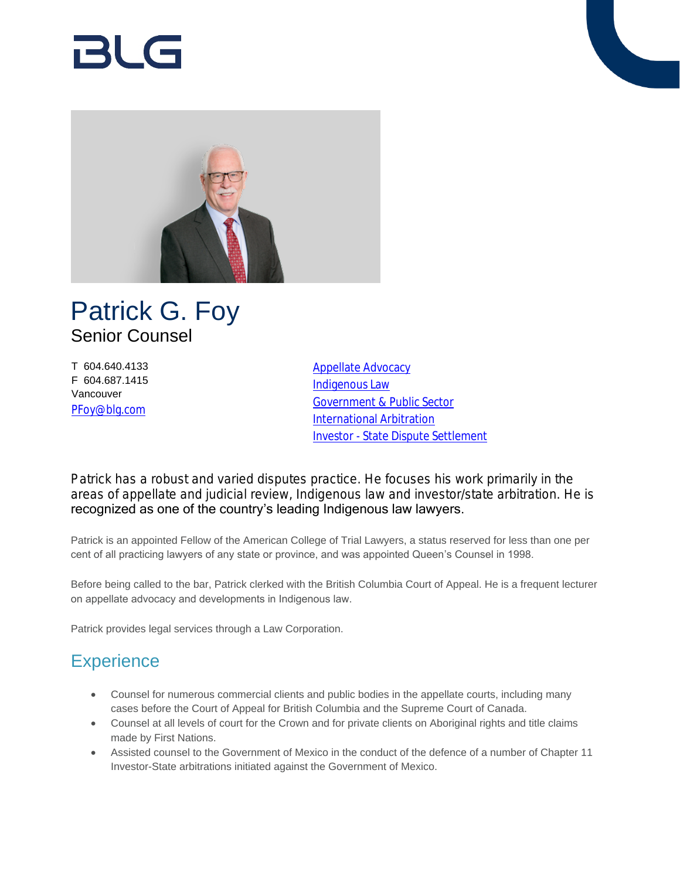# Patrick G. Foy

Senior Counsel

T 604.640.4133
F 604.687.1415
Vancouver
PFoy@blg.com

- Appellate Advocacy
- Indigenous Law
- Government & Public Sector
- International Arbitration
- Investor - State Dispute Settlement

Patrick has a robust and varied disputes practice. He focuses his work primarily in the areas of appellate and judicial review, Indigenous law and investor/state arbitration. He is recognized as one of the country's leading Indigenous law lawyers.

Patrick is an appointed Fellow of the American College of Trial Lawyers, a status reserved for less than one per cent of all practicing lawyers of any state or province, and was appointed Queen's Counsel in 1998.

Before being called to the bar, Patrick clerked with the British Columbia Court of Appeal. He is a frequent lecturer on appellate advocacy and developments in Indigenous law.

Patrick provides legal services through a Law Corporation.

## Experience

- Counsel for numerous commercial clients and public bodies in the appellate courts, including many cases before the Court of Appeal for British Columbia and the Supreme Court of Canada.
- Counsel at all levels of court for the Crown and for private clients on Aboriginal rights and title claims made by First Nations.
- Assisted counsel to the Government of Mexico in the conduct of the defence of a number of Chapter 11 Investor-State arbitrations initiated against the Government of Mexico.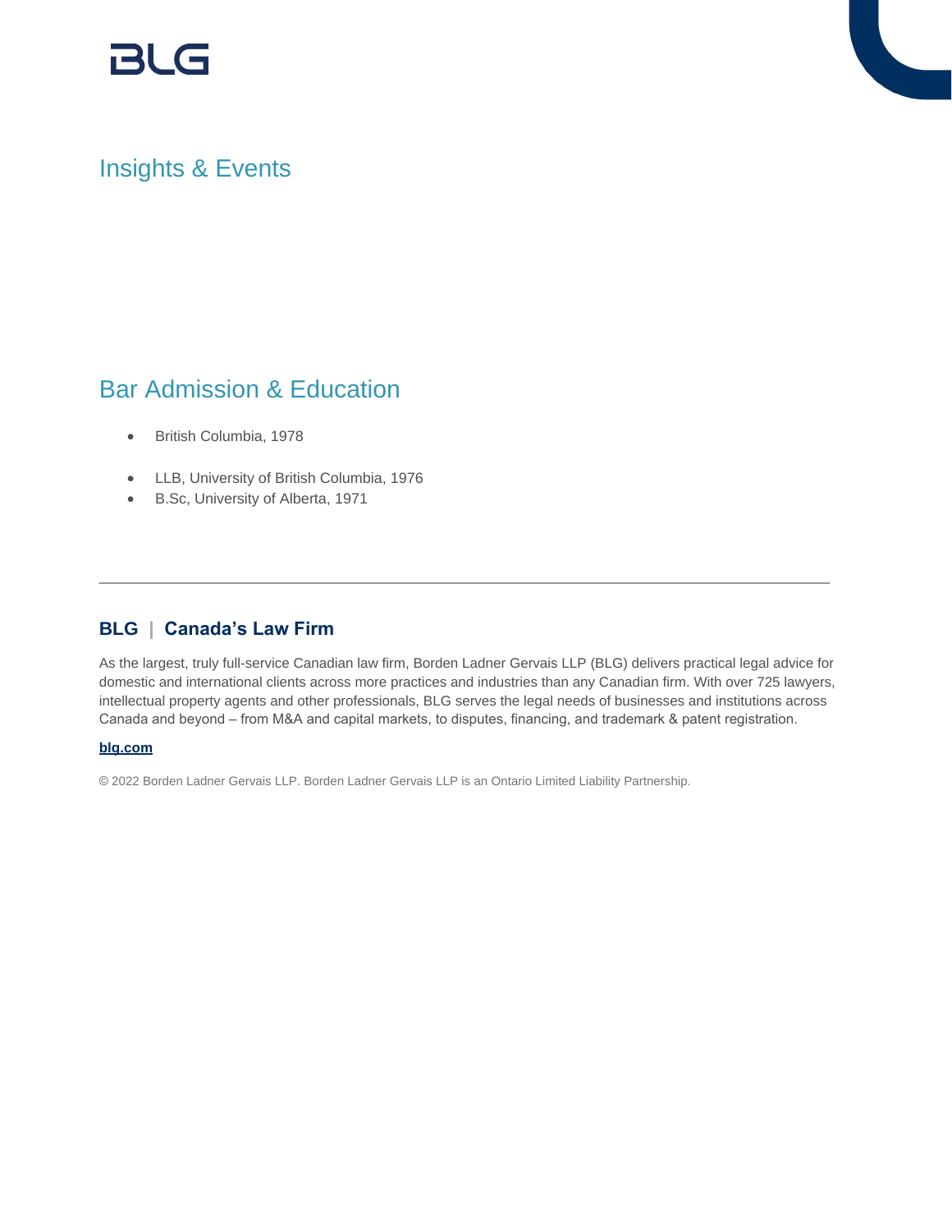## Insights & Events

## Bar Admission & Education

- British Columbia, 1978

- LLB, University of British Columbia, 1976
- B.Sc, University of Alberta, 1971

---

### BLG | Canada's Law Firm

As the largest, truly full-service Canadian law firm, Borden Ladner Gervais LLP (BLG) delivers practical legal advice for domestic and international clients across more practices and industries than any Canadian firm. With over 725 lawyers, intellectual property agents and other professionals, BLG serves the legal needs of businesses and institutions across Canada and beyond – from M&A and capital markets, to disputes, financing, and trademark & patent registration.

**blg.com**

© 2022 Borden Ladner Gervais LLP. Borden Ladner Gervais LLP is an Ontario Limited Liability Partnership.